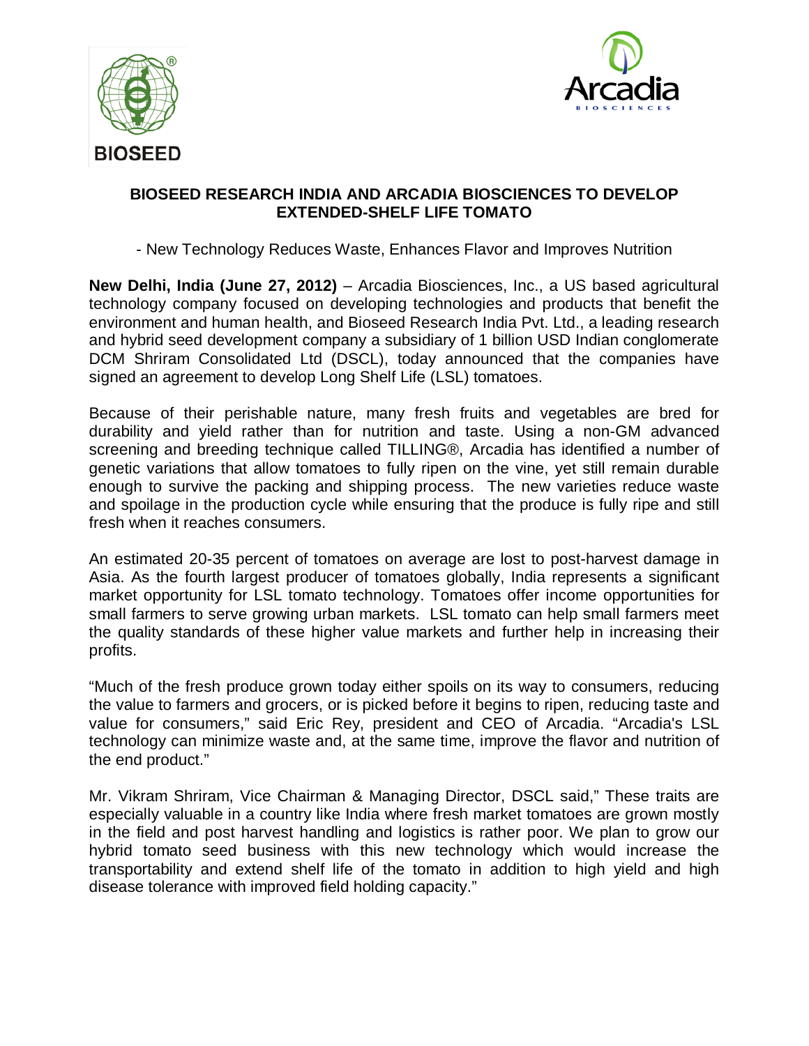**BIOSEED RESEARCH INDIA AND ARCADIA BIOSCIENCES TO DEVELOP EXTENDED-SHELF LIFE TOMATO**

- New Technology Reduces Waste, Enhances Flavor and Improves Nutrition

**New Delhi, India (June 27, 2012)** – Arcadia Biosciences, Inc., a US based agricultural technology company focused on developing technologies and products that benefit the environment and human health, and Bioseed Research India Pvt. Ltd., a leading research and hybrid seed development company a subsidiary of 1 billion USD Indian conglomerate DCM Shriram Consolidated Ltd (DSCL), today announced that the companies have signed an agreement to develop Long Shelf Life (LSL) tomatoes.

Because of their perishable nature, many fresh fruits and vegetables are bred for durability and yield rather than for nutrition and taste. Using a non-GM advanced screening and breeding technique called TILLING®, Arcadia has identified a number of genetic variations that allow tomatoes to fully ripen on the vine, yet still remain durable enough to survive the packing and shipping process. The new varieties reduce waste and spoilage in the production cycle while ensuring that the produce is fully ripe and still fresh when it reaches consumers.

An estimated 20-35 percent of tomatoes on average are lost to post-harvest damage in Asia. As the fourth largest producer of tomatoes globally, India represents a significant market opportunity for LSL tomato technology. Tomatoes offer income opportunities for small farmers to serve growing urban markets. LSL tomato can help small farmers meet the quality standards of these higher value markets and further help in increasing their profits.

"Much of the fresh produce grown today either spoils on its way to consumers, reducing the value to farmers and grocers, or is picked before it begins to ripen, reducing taste and value for consumers," said Eric Rey, president and CEO of Arcadia. "Arcadia's LSL technology can minimize waste and, at the same time, improve the flavor and nutrition of the end product."

Mr. Vikram Shriram, Vice Chairman & Managing Director, DSCL said," These traits are especially valuable in a country like India where fresh market tomatoes are grown mostly in the field and post harvest handling and logistics is rather poor. We plan to grow our hybrid tomato seed business with this new technology which would increase the transportability and extend shelf life of the tomato in addition to high yield and high disease tolerance with improved field holding capacity."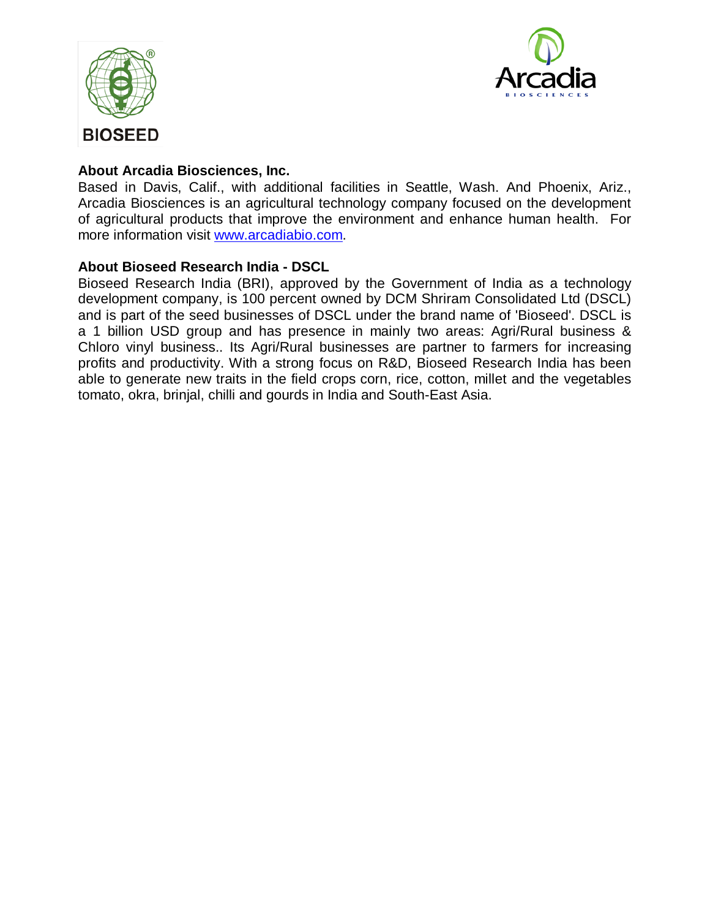BIOSEED

Arcadia
BIOSCIENCES

**About Arcadia Biosciences, Inc.**
Based in Davis, Calif., with additional facilities in Seattle, Wash. And Phoenix, Ariz., Arcadia Biosciences is an agricultural technology company focused on the development of agricultural products that improve the environment and enhance human health. For more information visit [www.arcadiabio.com](http://www.arcadiabio.com).

**About Bioseed Research India - DSCL**
Bioseed Research India (BRI), approved by the Government of India as a technology development company, is 100 percent owned by DCM Shriram Consolidated Ltd (DSCL) and is part of the seed businesses of DSCL under the brand name of 'Bioseed'. DSCL is a 1 billion USD group and has presence in mainly two areas: Agri/Rural business & Chloro vinyl business.. Its Agri/Rural businesses are partner to farmers for increasing profits and productivity. With a strong focus on R&D, Bioseed Research India has been able to generate new traits in the field crops corn, rice, cotton, millet and the vegetables tomato, okra, brinjal, chilli and gourds in India and South-East Asia.